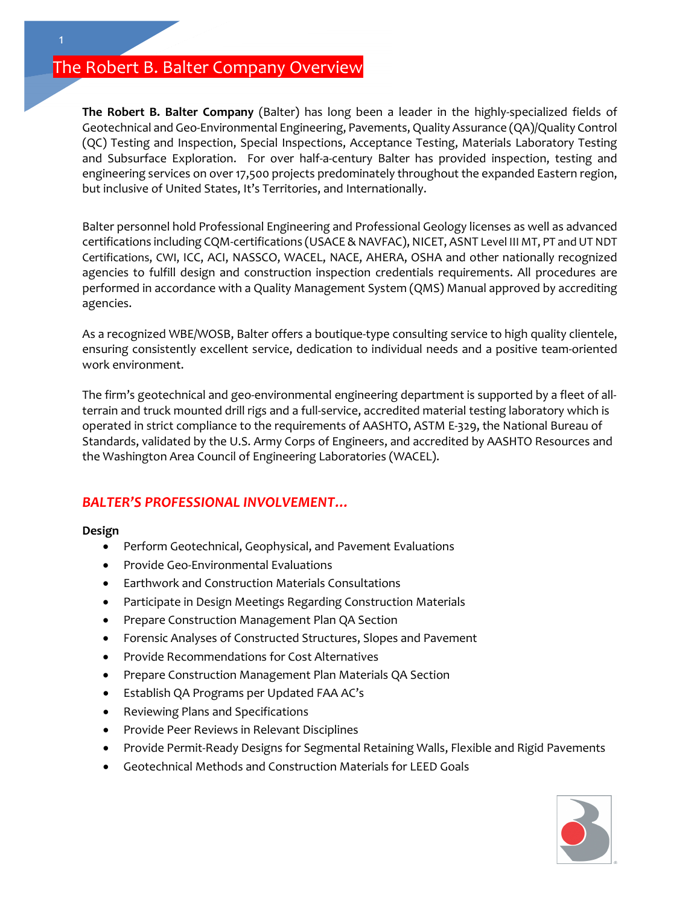# The Robert B. Balter Company Overview

**The Robert B. Balter Company** (Balter) has long been a leader in the highly-specialized fields of Geotechnical and Geo-Environmental Engineering, Pavements, Quality Assurance (QA)/Quality Control (QC) Testing and Inspection, Special Inspections, Acceptance Testing, Materials Laboratory Testing and Subsurface Exploration. For over half-a-century Balter has provided inspection, testing and engineering services on over 17,500 projects predominately throughout the expanded Eastern region, but inclusive of United States, It's Territories, and Internationally.

Balter personnel hold Professional Engineering and Professional Geology licenses as well as advanced certifications including CQM-certifications (USACE & NAVFAC), NICET, ASNT Level III MT, PT and UT NDT Certifications, CWI, ICC, ACI, NASSCO, WACEL, NACE, AHERA, OSHA and other nationally recognized agencies to fulfill design and construction inspection credentials requirements. All procedures are performed in accordance with a Quality Management System (QMS) Manual approved by accrediting agencies.

As a recognized WBE/WOSB, Balter offers a boutique-type consulting service to high quality clientele, ensuring consistently excellent service, dedication to individual needs and a positive team-oriented work environment.

The firm's geotechnical and geo-environmental engineering department is supported by a fleet of all-terrain and truck mounted drill rigs and a full-service, accredited material testing laboratory which is operated in strict compliance to the requirements of AASHTO, ASTM E-329, the National Bureau of Standards, validated by the U.S. Army Corps of Engineers, and accredited by AASHTO Resources and the Washington Area Council of Engineering Laboratories (WACEL).

## *BALTER'S PROFESSIONAL INVOLVEMENT…*

**Design**

- Perform Geotechnical, Geophysical, and Pavement Evaluations
- Provide Geo-Environmental Evaluations
- Earthwork and Construction Materials Consultations
- Participate in Design Meetings Regarding Construction Materials
- Prepare Construction Management Plan QA Section
- Forensic Analyses of Constructed Structures, Slopes and Pavement
- Provide Recommendations for Cost Alternatives
- Prepare Construction Management Plan Materials QA Section
- Establish QA Programs per Updated FAA AC's
- Reviewing Plans and Specifications
- Provide Peer Reviews in Relevant Disciplines
- Provide Permit-Ready Designs for Segmental Retaining Walls, Flexible and Rigid Pavements
- Geotechnical Methods and Construction Materials for LEED Goals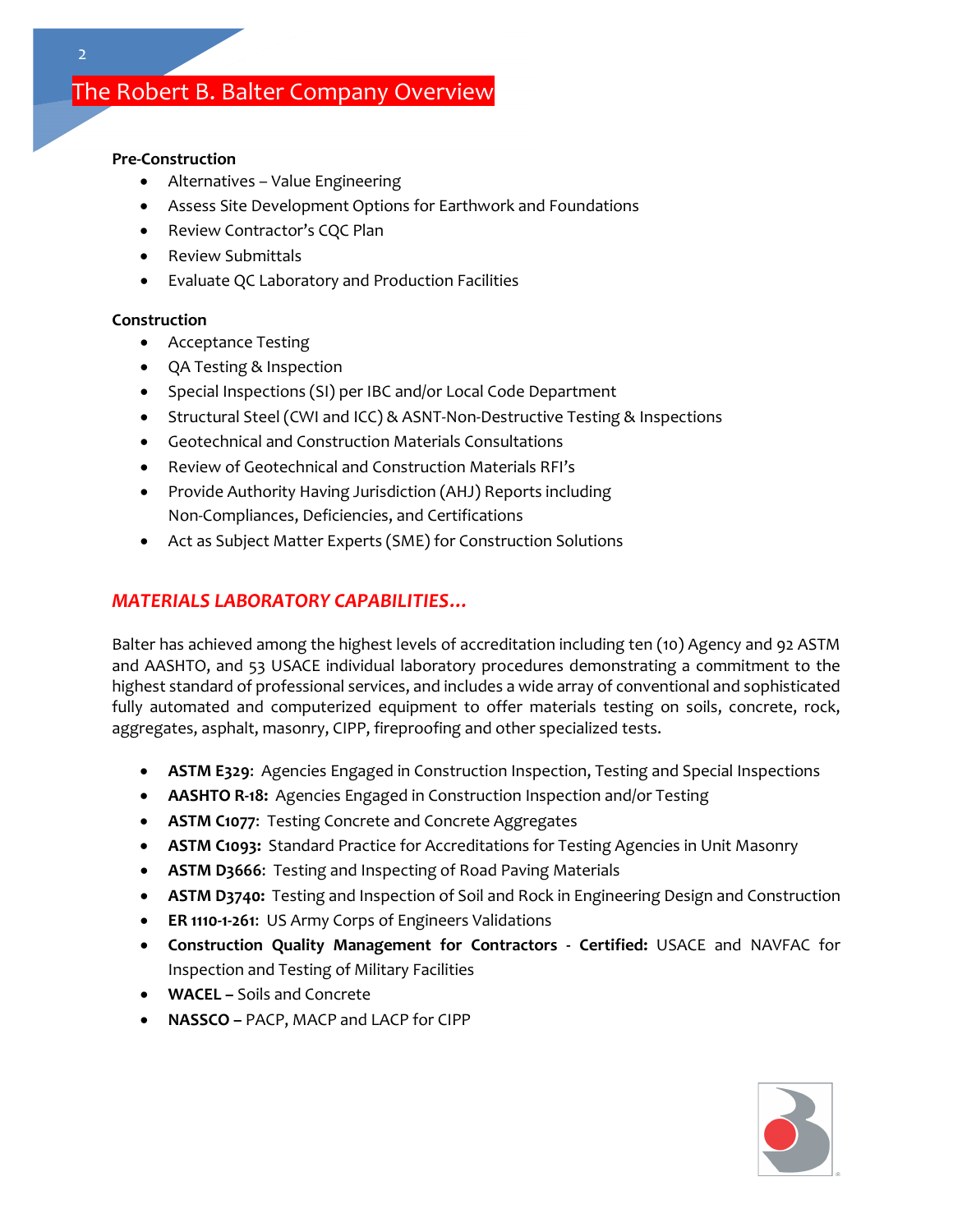# The Robert B. Balter Company Overview

**Pre-Construction**

- Alternatives – Value Engineering
- Assess Site Development Options for Earthwork and Foundations
- Review Contractor's CQC Plan
- Review Submittals
- Evaluate QC Laboratory and Production Facilities

**Construction**

- Acceptance Testing
- QA Testing & Inspection
- Special Inspections (SI) per IBC and/or Local Code Department
- Structural Steel (CWI and ICC) & ASNT-Non-Destructive Testing & Inspections
- Geotechnical and Construction Materials Consultations
- Review of Geotechnical and Construction Materials RFI's
- Provide Authority Having Jurisdiction (AHJ) Reports including Non-Compliances, Deficiencies, and Certifications
- Act as Subject Matter Experts (SME) for Construction Solutions

## *MATERIALS LABORATORY CAPABILITIES…*

Balter has achieved among the highest levels of accreditation including ten (10) Agency and 92 ASTM and AASHTO, and 53 USACE individual laboratory procedures demonstrating a commitment to the highest standard of professional services, and includes a wide array of conventional and sophisticated fully automated and computerized equipment to offer materials testing on soils, concrete, rock, aggregates, asphalt, masonry, CIPP, fireproofing and other specialized tests.

- **ASTM E329**: Agencies Engaged in Construction Inspection, Testing and Special Inspections
- **AASHTO R-18:** Agencies Engaged in Construction Inspection and/or Testing
- **ASTM C1077**: Testing Concrete and Concrete Aggregates
- **ASTM C1093:** Standard Practice for Accreditations for Testing Agencies in Unit Masonry
- **ASTM D3666**: Testing and Inspecting of Road Paving Materials
- **ASTM D3740:** Testing and Inspection of Soil and Rock in Engineering Design and Construction
- **ER 1110-1-261**: US Army Corps of Engineers Validations
- **Construction Quality Management for Contractors - Certified:** USACE and NAVFAC for Inspection and Testing of Military Facilities
- **WACEL** – Soils and Concrete
- **NASSCO** – PACP, MACP and LACP for CIPP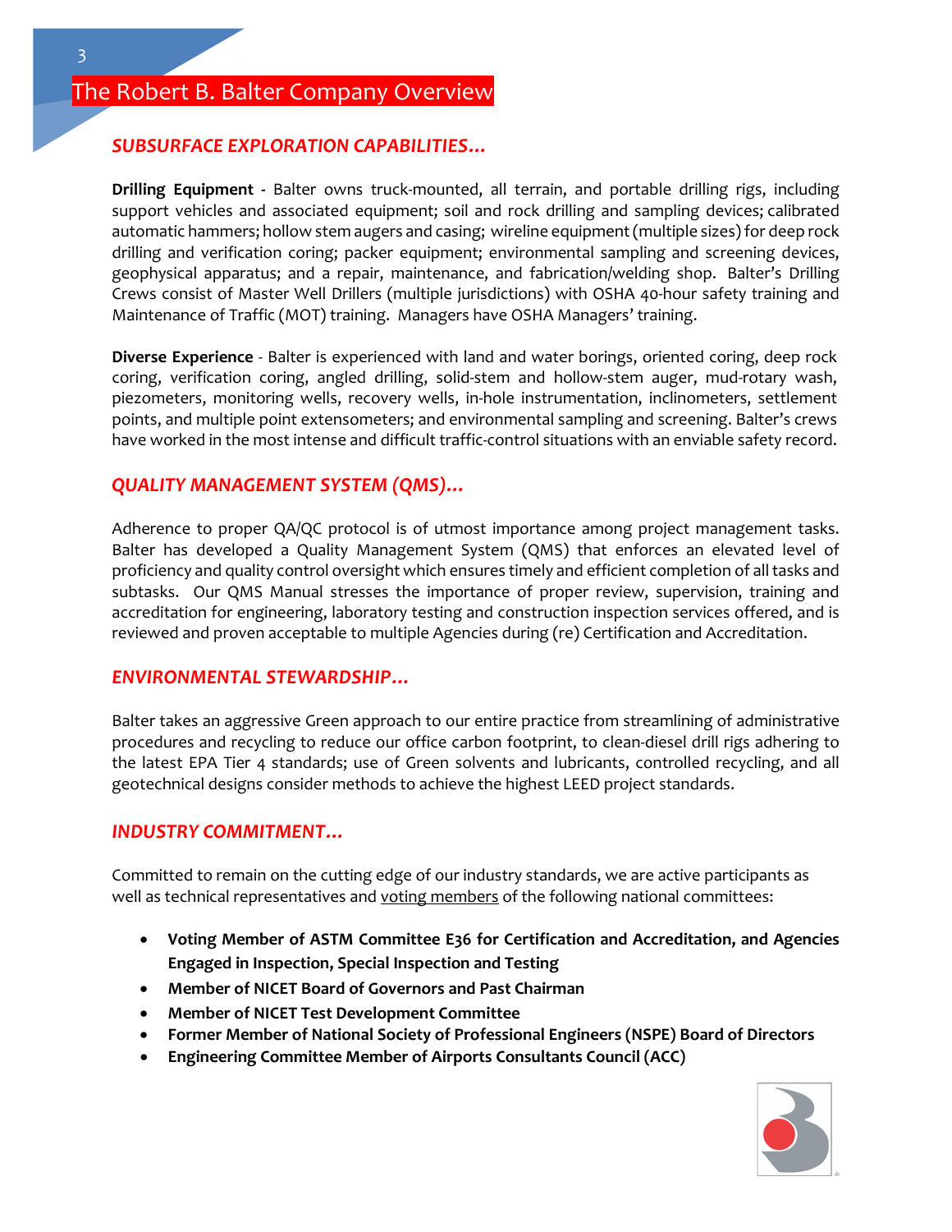# The Robert B. Balter Company Overview

## *SUBSURFACE EXPLORATION CAPABILITIES…*

**Drilling Equipment** - Balter owns truck-mounted, all terrain, and portable drilling rigs, including support vehicles and associated equipment; soil and rock drilling and sampling devices; calibrated automatic hammers; hollow stem augers and casing; wireline equipment (multiple sizes) for deep rock drilling and verification coring; packer equipment; environmental sampling and screening devices, geophysical apparatus; and a repair, maintenance, and fabrication/welding shop. Balter's Drilling Crews consist of Master Well Drillers (multiple jurisdictions) with OSHA 40-hour safety training and Maintenance of Traffic (MOT) training. Managers have OSHA Managers' training.

**Diverse Experience** - Balter is experienced with land and water borings, oriented coring, deep rock coring, verification coring, angled drilling, solid-stem and hollow-stem auger, mud-rotary wash, piezometers, monitoring wells, recovery wells, in-hole instrumentation, inclinometers, settlement points, and multiple point extensometers; and environmental sampling and screening. Balter's crews have worked in the most intense and difficult traffic-control situations with an enviable safety record.

## *QUALITY MANAGEMENT SYSTEM (QMS)…*

Adherence to proper QA/QC protocol is of utmost importance among project management tasks. Balter has developed a Quality Management System (QMS) that enforces an elevated level of proficiency and quality control oversight which ensures timely and efficient completion of all tasks and subtasks. Our QMS Manual stresses the importance of proper review, supervision, training and accreditation for engineering, laboratory testing and construction inspection services offered, and is reviewed and proven acceptable to multiple Agencies during (re) Certification and Accreditation.

## *ENVIRONMENTAL STEWARDSHIP…*

Balter takes an aggressive Green approach to our entire practice from streamlining of administrative procedures and recycling to reduce our office carbon footprint, to clean-diesel drill rigs adhering to the latest EPA Tier 4 standards; use of Green solvents and lubricants, controlled recycling, and all geotechnical designs consider methods to achieve the highest LEED project standards.

## *INDUSTRY COMMITMENT…*

Committed to remain on the cutting edge of our industry standards, we are active participants as well as technical representatives and voting members of the following national committees:

- **Voting Member of ASTM Committee E36 for Certification and Accreditation, and Agencies Engaged in Inspection, Special Inspection and Testing**
- **Member of NICET Board of Governors and Past Chairman**
- **Member of NICET Test Development Committee**
- **Former Member of National Society of Professional Engineers (NSPE) Board of Directors**
- **Engineering Committee Member of Airports Consultants Council (ACC)**